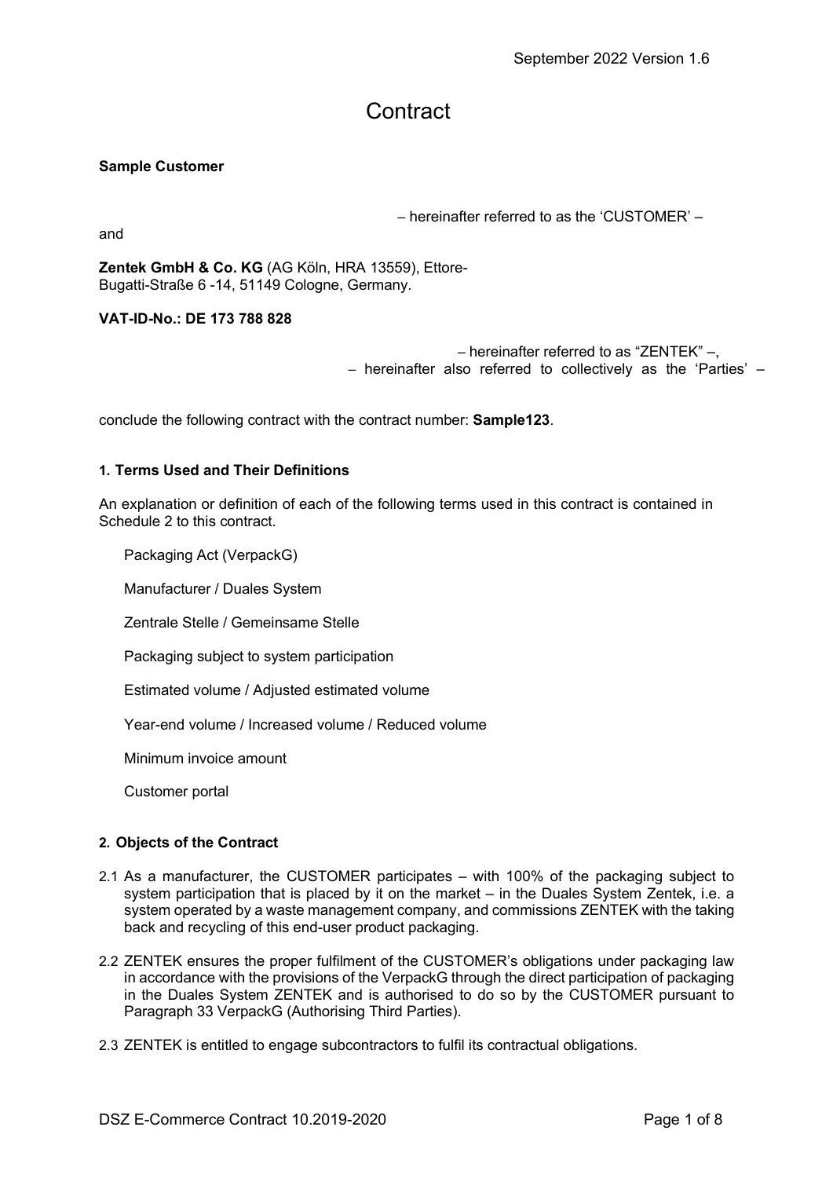September 2022 Version 1.6

# Contract

**Sample Customer**

– hereinafter referred to as the 'CUSTOMER' –

and

**Zentek GmbH & Co. KG** (AG Köln, HRA 13559), Ettore-Bugatti-Straße 6 -14, 51149 Cologne, Germany.

**VAT-ID-No.: DE 173 788 828**

– hereinafter referred to as "ZENTEK" –,
– hereinafter also referred to collectively as the 'Parties' –

conclude the following contract with the contract number: **Sample123**.

### 1. Terms Used and Their Definitions

An explanation or definition of each of the following terms used in this contract is contained in Schedule 2 to this contract.

Packaging Act (VerpackG)

Manufacturer / Duales System

Zentrale Stelle / Gemeinsame Stelle

Packaging subject to system participation

Estimated volume / Adjusted estimated volume

Year-end volume / Increased volume / Reduced volume

Minimum invoice amount

Customer portal

### 2. Objects of the Contract

2.1 As a manufacturer, the CUSTOMER participates – with 100% of the packaging subject to system participation that is placed by it on the market – in the Duales System Zentek, i.e. a system operated by a waste management company, and commissions ZENTEK with the taking back and recycling of this end-user product packaging.

2.2 ZENTEK ensures the proper fulfilment of the CUSTOMER's obligations under packaging law in accordance with the provisions of the VerpackG through the direct participation of packaging in the Duales System ZENTEK and is authorised to do so by the CUSTOMER pursuant to Paragraph 33 VerpackG (Authorising Third Parties).

2.3 ZENTEK is entitled to engage subcontractors to fulfil its contractual obligations.

DSZ E-Commerce Contract 10.2019-2020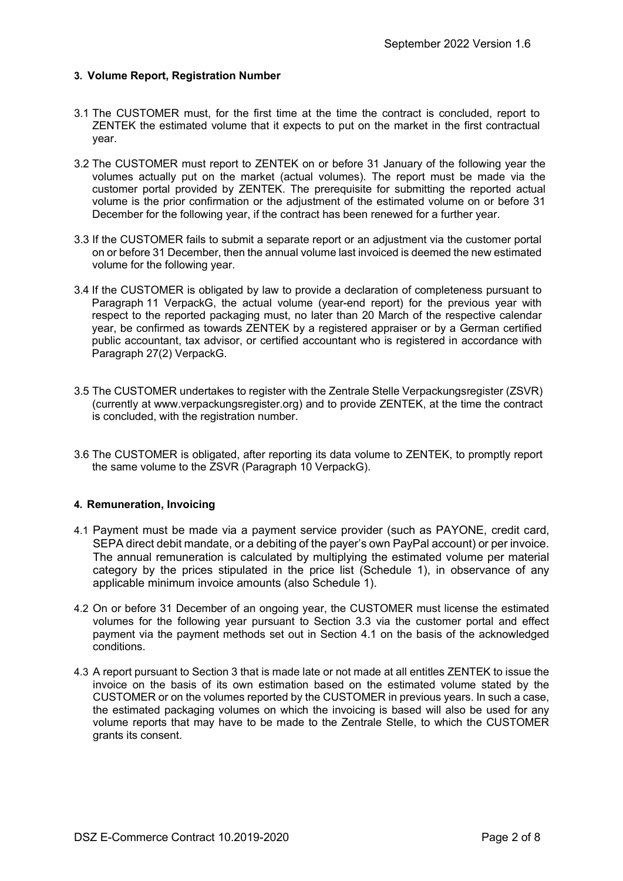### 3. Volume Report, Registration Number

3.1 The CUSTOMER must, for the first time at the time the contract is concluded, report to ZENTEK the estimated volume that it expects to put on the market in the first contractual year.

3.2 The CUSTOMER must report to ZENTEK on or before 31 January of the following year the volumes actually put on the market (actual volumes). The report must be made via the customer portal provided by ZENTEK. The prerequisite for submitting the reported actual volume is the prior confirmation or the adjustment of the estimated volume on or before 31 December for the following year, if the contract has been renewed for a further year.

3.3 If the CUSTOMER fails to submit a separate report or an adjustment via the customer portal on or before 31 December, then the annual volume last invoiced is deemed the new estimated volume for the following year.

3.4 If the CUSTOMER is obligated by law to provide a declaration of completeness pursuant to Paragraph 11 VerpackG, the actual volume (year-end report) for the previous year with respect to the reported packaging must, no later than 20 March of the respective calendar year, be confirmed as towards ZENTEK by a registered appraiser or by a German certified public accountant, tax advisor, or certified accountant who is registered in accordance with Paragraph 27(2) VerpackG.

3.5 The CUSTOMER undertakes to register with the Zentrale Stelle Verpackungsregister (ZSVR) (currently at www.verpackungsregister.org) and to provide ZENTEK, at the time the contract is concluded, with the registration number.

3.6 The CUSTOMER is obligated, after reporting its data volume to ZENTEK, to promptly report the same volume to the ZSVR (Paragraph 10 VerpackG).

### 4. Remuneration, Invoicing

4.1 Payment must be made via a payment service provider (such as PAYONE, credit card, SEPA direct debit mandate, or a debiting of the payer's own PayPal account) or per invoice. The annual remuneration is calculated by multiplying the estimated volume per material category by the prices stipulated in the price list (Schedule 1), in observance of any applicable minimum invoice amounts (also Schedule 1).

4.2 On or before 31 December of an ongoing year, the CUSTOMER must license the estimated volumes for the following year pursuant to Section 3.3 via the customer portal and effect payment via the payment methods set out in Section 4.1 on the basis of the acknowledged conditions.

4.3 A report pursuant to Section 3 that is made late or not made at all entitles ZENTEK to issue the invoice on the basis of its own estimation based on the estimated volume stated by the CUSTOMER or on the volumes reported by the CUSTOMER in previous years. In such a case, the estimated packaging volumes on which the invoicing is based will also be used for any volume reports that may have to be made to the Zentrale Stelle, to which the CUSTOMER grants its consent.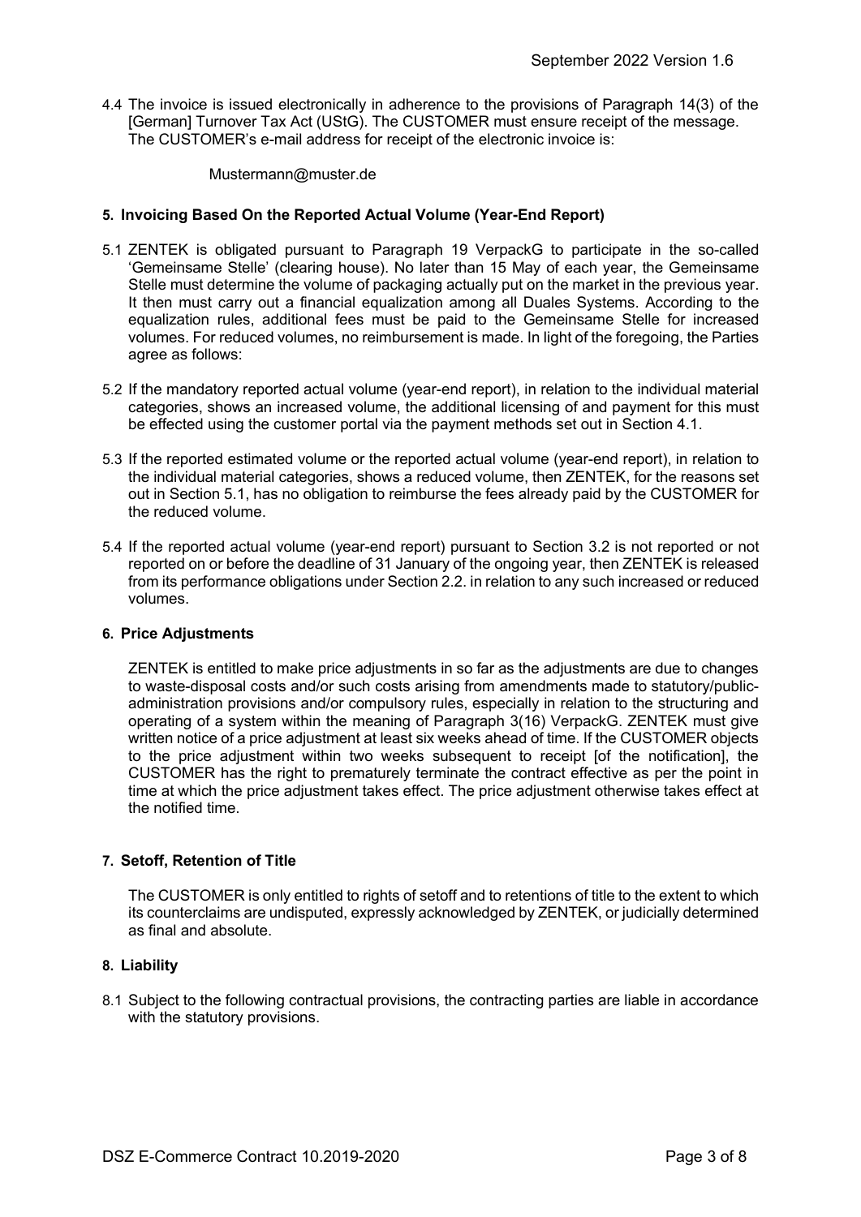4.4 The invoice is issued electronically in adherence to the provisions of Paragraph 14(3) of the [German] Turnover Tax Act (UStG). The CUSTOMER must ensure receipt of the message. The CUSTOMER's e-mail address for receipt of the electronic invoice is:

Mustermann@muster.de

## 5. Invoicing Based On the Reported Actual Volume (Year-End Report)

5.1 ZENTEK is obligated pursuant to Paragraph 19 VerpackG to participate in the so-called 'Gemeinsame Stelle' (clearing house). No later than 15 May of each year, the Gemeinsame Stelle must determine the volume of packaging actually put on the market in the previous year. It then must carry out a financial equalization among all Duales Systems. According to the equalization rules, additional fees must be paid to the Gemeinsame Stelle for increased volumes. For reduced volumes, no reimbursement is made. In light of the foregoing, the Parties agree as follows:

5.2 If the mandatory reported actual volume (year-end report), in relation to the individual material categories, shows an increased volume, the additional licensing of and payment for this must be effected using the customer portal via the payment methods set out in Section 4.1.

5.3 If the reported estimated volume or the reported actual volume (year-end report), in relation to the individual material categories, shows a reduced volume, then ZENTEK, for the reasons set out in Section 5.1, has no obligation to reimburse the fees already paid by the CUSTOMER for the reduced volume.

5.4 If the reported actual volume (year-end report) pursuant to Section 3.2 is not reported or not reported on or before the deadline of 31 January of the ongoing year, then ZENTEK is released from its performance obligations under Section 2.2. in relation to any such increased or reduced volumes.

## 6. Price Adjustments

ZENTEK is entitled to make price adjustments in so far as the adjustments are due to changes to waste-disposal costs and/or such costs arising from amendments made to statutory/public-administration provisions and/or compulsory rules, especially in relation to the structuring and operating of a system within the meaning of Paragraph 3(16) VerpackG. ZENTEK must give written notice of a price adjustment at least six weeks ahead of time. If the CUSTOMER objects to the price adjustment within two weeks subsequent to receipt [of the notification], the CUSTOMER has the right to prematurely terminate the contract effective as per the point in time at which the price adjustment takes effect. The price adjustment otherwise takes effect at the notified time.

## 7. Setoff, Retention of Title

The CUSTOMER is only entitled to rights of setoff and to retentions of title to the extent to which its counterclaims are undisputed, expressly acknowledged by ZENTEK, or judicially determined as final and absolute.

## 8. Liability

8.1 Subject to the following contractual provisions, the contracting parties are liable in accordance with the statutory provisions.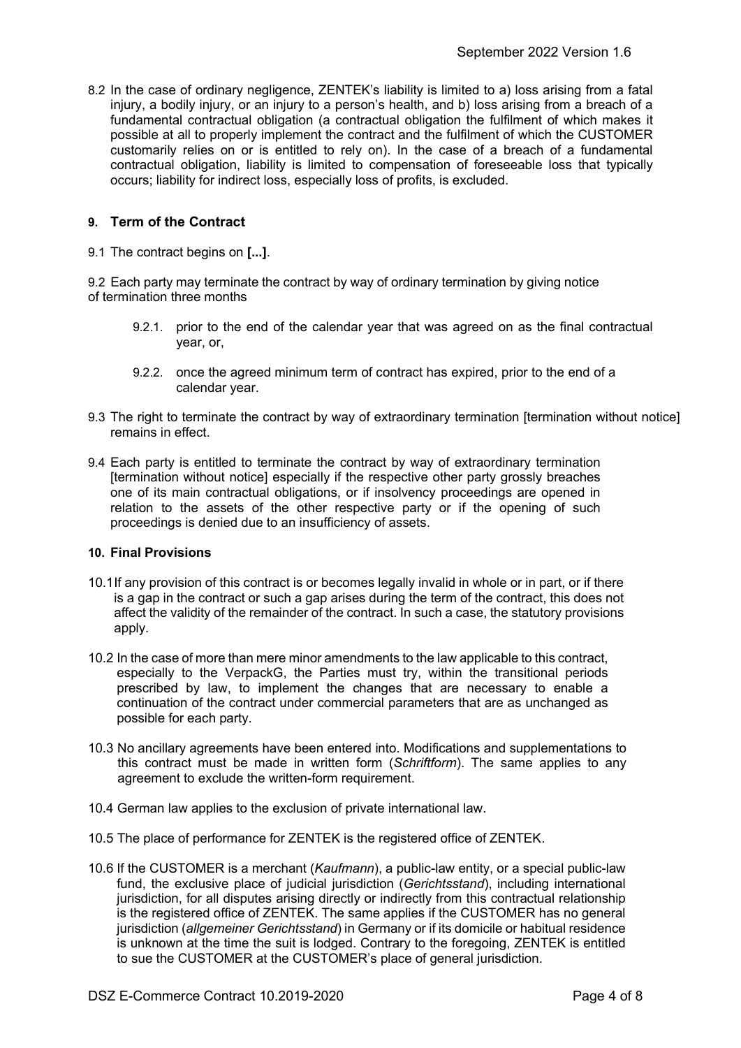8.2 In the case of ordinary negligence, ZENTEK's liability is limited to a) loss arising from a fatal injury, a bodily injury, or an injury to a person's health, and b) loss arising from a breach of a fundamental contractual obligation (a contractual obligation the fulfilment of which makes it possible at all to properly implement the contract and the fulfilment of which the CUSTOMER customarily relies on or is entitled to rely on). In the case of a breach of a fundamental contractual obligation, liability is limited to compensation of foreseeable loss that typically occurs; liability for indirect loss, especially loss of profits, is excluded.

## 9. Term of the Contract

9.1 The contract begins on **[...]**.

9.2 Each party may terminate the contract by way of ordinary termination by giving notice of termination three months

- 9.2.1. prior to the end of the calendar year that was agreed on as the final contractual year, or,
- 9.2.2. once the agreed minimum term of contract has expired, prior to the end of a calendar year.

9.3 The right to terminate the contract by way of extraordinary termination [termination without notice] remains in effect.

9.4 Each party is entitled to terminate the contract by way of extraordinary termination [termination without notice] especially if the respective other party grossly breaches one of its main contractual obligations, or if insolvency proceedings are opened in relation to the assets of the other respective party or if the opening of such proceedings is denied due to an insufficiency of assets.

## 10. Final Provisions

10.1 If any provision of this contract is or becomes legally invalid in whole or in part, or if there is a gap in the contract or such a gap arises during the term of the contract, this does not affect the validity of the remainder of the contract. In such a case, the statutory provisions apply.

10.2 In the case of more than mere minor amendments to the law applicable to this contract, especially to the VerpackG, the Parties must try, within the transitional periods prescribed by law, to implement the changes that are necessary to enable a continuation of the contract under commercial parameters that are as unchanged as possible for each party.

10.3 No ancillary agreements have been entered into. Modifications and supplementations to this contract must be made in written form (*Schriftform*). The same applies to any agreement to exclude the written-form requirement.

10.4 German law applies to the exclusion of private international law.

10.5 The place of performance for ZENTEK is the registered office of ZENTEK.

10.6 If the CUSTOMER is a merchant (*Kaufmann*), a public-law entity, or a special public-law fund, the exclusive place of judicial jurisdiction (*Gerichtsstand*), including international jurisdiction, for all disputes arising directly or indirectly from this contractual relationship is the registered office of ZENTEK. The same applies if the CUSTOMER has no general jurisdiction (*allgemeiner Gerichtsstand*) in Germany or if its domicile or habitual residence is unknown at the time the suit is lodged. Contrary to the foregoing, ZENTEK is entitled to sue the CUSTOMER at the CUSTOMER's place of general jurisdiction.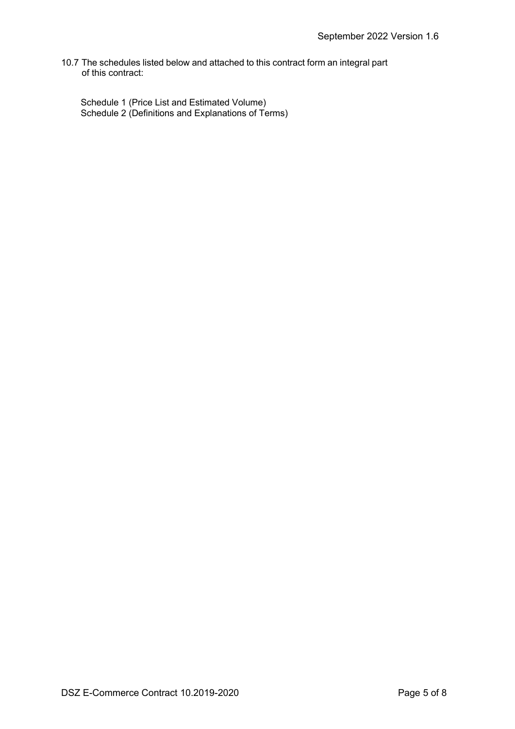10.7 The schedules listed below and attached to this contract form an integral part of this contract:

Schedule 1 (Price List and Estimated Volume)
Schedule 2 (Definitions and Explanations of Terms)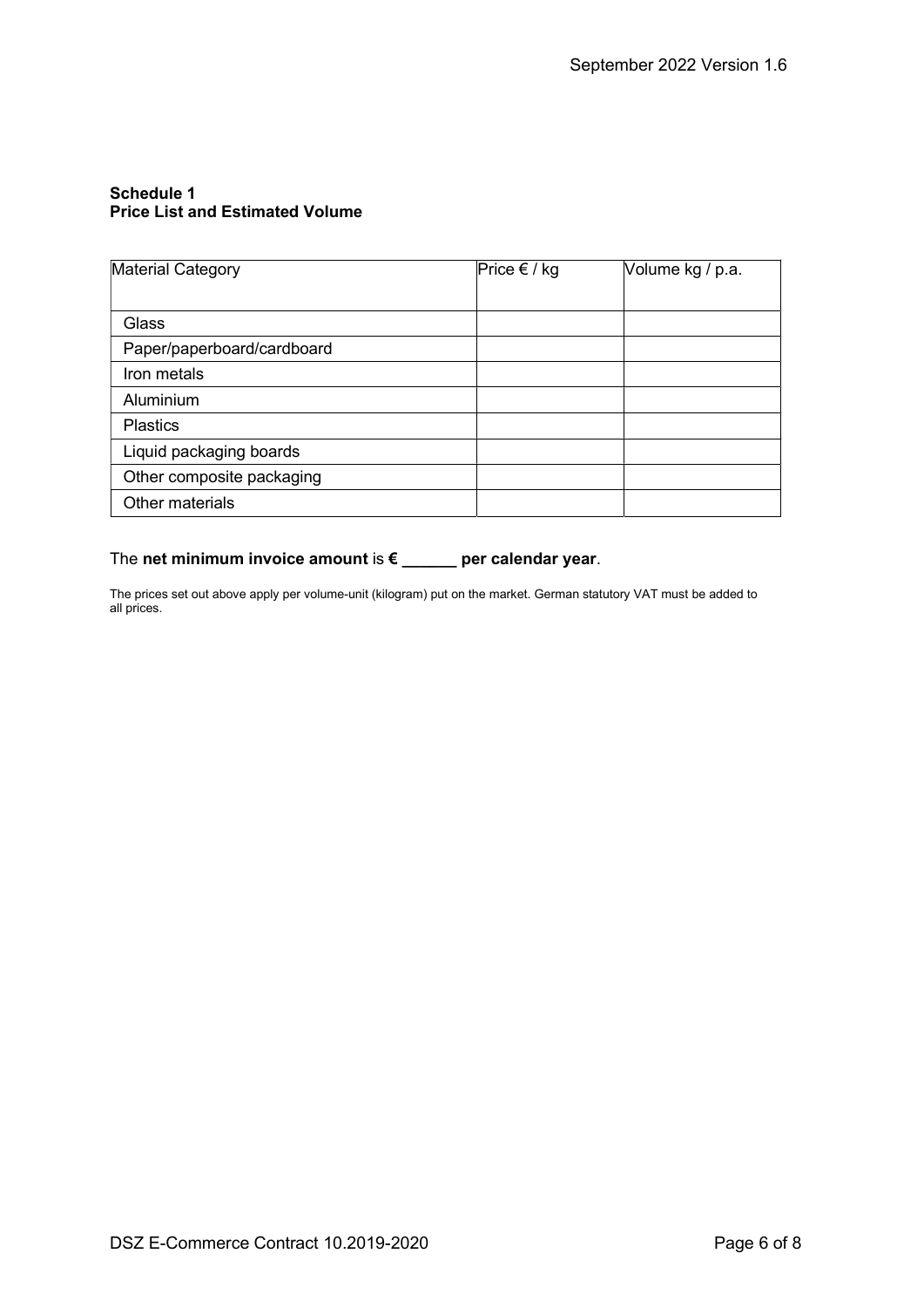**Schedule 1**
**Price List and Estimated Volume**

| Material Category | Price € / kg | Volume kg / p.a. |
|---|---|---|
| Glass | | |
| Paper/paperboard/cardboard | | |
| Iron metals | | |
| Aluminium | | |
| Plastics | | |
| Liquid packaging boards | | |
| Other composite packaging | | |
| Other materials | | |

The **net minimum invoice amount** is **€ ______ per calendar year**.

The prices set out above apply per volume-unit (kilogram) put on the market. German statutory VAT must be added to all prices.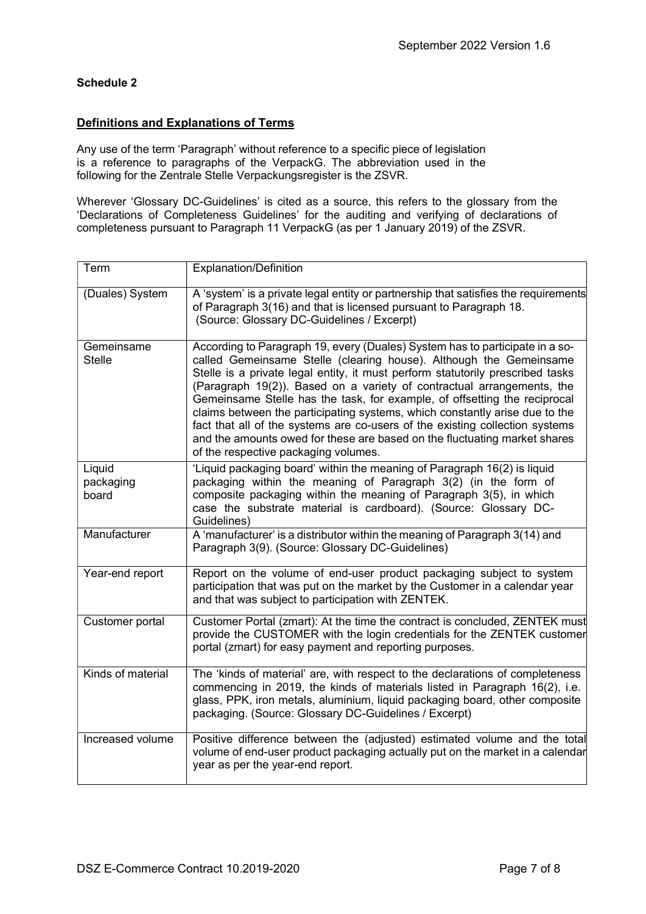**Schedule 2**

**Definitions and Explanations of Terms**

Any use of the term 'Paragraph' without reference to a specific piece of legislation is a reference to paragraphs of the VerpackG. The abbreviation used in the following for the Zentrale Stelle Verpackungsregister is the ZSVR.

Wherever 'Glossary DC-Guidelines' is cited as a source, this refers to the glossary from the 'Declarations of Completeness Guidelines' for the auditing and verifying of declarations of completeness pursuant to Paragraph 11 VerpackG (as per 1 January 2019) of the ZSVR.

| Term | Explanation/Definition |
| --- | --- |
| (Duales) System | A 'system' is a private legal entity or partnership that satisfies the requirements of Paragraph 3(16) and that is licensed pursuant to Paragraph 18. (Source: Glossary DC-Guidelines / Excerpt) |
| Gemeinsame Stelle | According to Paragraph 19, every (Duales) System has to participate in a so-called Gemeinsame Stelle (clearing house). Although the Gemeinsame Stelle is a private legal entity, it must perform statutorily prescribed tasks (Paragraph 19(2)). Based on a variety of contractual arrangements, the Gemeinsame Stelle has the task, for example, of offsetting the reciprocal claims between the participating systems, which constantly arise due to the fact that all of the systems are co-users of the existing collection systems and the amounts owed for these are based on the fluctuating market shares of the respective packaging volumes. |
| Liquid packaging board | 'Liquid packaging board' within the meaning of Paragraph 16(2) is liquid packaging within the meaning of Paragraph 3(2) (in the form of composite packaging within the meaning of Paragraph 3(5), in which case the substrate material is cardboard). (Source: Glossary DC-Guidelines) |
| Manufacturer | A 'manufacturer' is a distributor within the meaning of Paragraph 3(14) and Paragraph 3(9). (Source: Glossary DC-Guidelines) |
| Year-end report | Report on the volume of end-user product packaging subject to system participation that was put on the market by the Customer in a calendar year and that was subject to participation with ZENTEK. |
| Customer portal | Customer Portal (zmart): At the time the contract is concluded, ZENTEK must provide the CUSTOMER with the login credentials for the ZENTEK customer portal (zmart) for easy payment and reporting purposes. |
| Kinds of material | The 'kinds of material' are, with respect to the declarations of completeness commencing in 2019, the kinds of materials listed in Paragraph 16(2), i.e. glass, PPK, iron metals, aluminium, liquid packaging board, other composite packaging. (Source: Glossary DC-Guidelines / Excerpt) |
| Increased volume | Positive difference between the (adjusted) estimated volume and the total volume of end-user product packaging actually put on the market in a calendar year as per the year-end report. |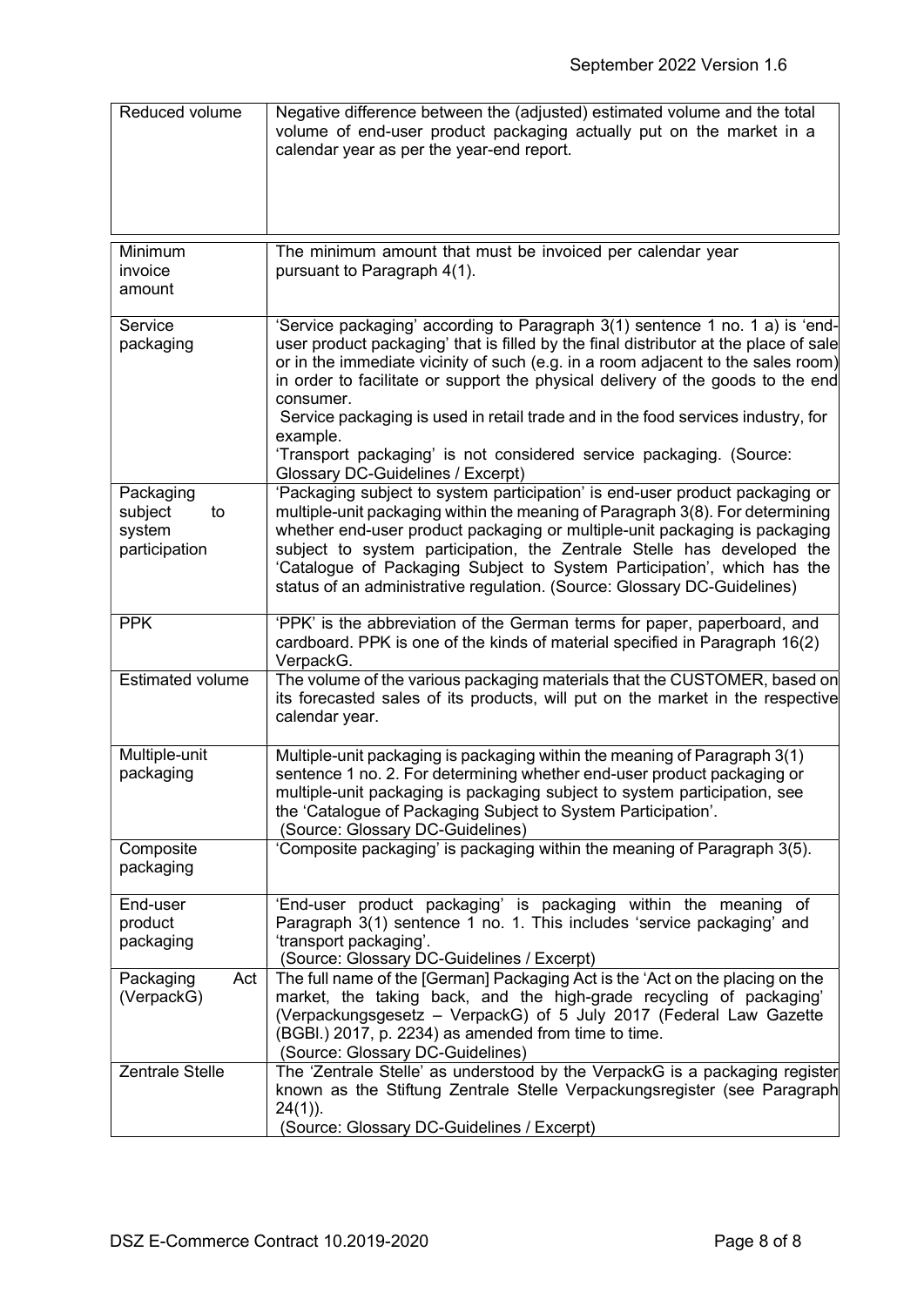| | |
|---|---|
| Reduced volume | Negative difference between the (adjusted) estimated volume and the total volume of end-user product packaging actually put on the market in a calendar year as per the year-end report. |
| Minimum invoice amount | The minimum amount that must be invoiced per calendar year pursuant to Paragraph 4(1). |
| Service packaging | 'Service packaging' according to Paragraph 3(1) sentence 1 no. 1 a) is 'end-user product packaging' that is filled by the final distributor at the place of sale or in the immediate vicinity of such (e.g. in a room adjacent to the sales room) in order to facilitate or support the physical delivery of the goods to the end consumer.<br>Service packaging is used in retail trade and in the food services industry, for example.<br>'Transport packaging' is not considered service packaging. (Source: Glossary DC-Guidelines / Excerpt) |
| Packaging subject to system participation | 'Packaging subject to system participation' is end-user product packaging or multiple-unit packaging within the meaning of Paragraph 3(8). For determining whether end-user product packaging or multiple-unit packaging is packaging subject to system participation, the Zentrale Stelle has developed the 'Catalogue of Packaging Subject to System Participation', which has the status of an administrative regulation. (Source: Glossary DC-Guidelines) |
| PPK | 'PPK' is the abbreviation of the German terms for paper, paperboard, and cardboard. PPK is one of the kinds of material specified in Paragraph 16(2) VerpackG. |
| Estimated volume | The volume of the various packaging materials that the CUSTOMER, based on its forecasted sales of its products, will put on the market in the respective calendar year. |
| Multiple-unit packaging | Multiple-unit packaging is packaging within the meaning of Paragraph 3(1) sentence 1 no. 2. For determining whether end-user product packaging or multiple-unit packaging is packaging subject to system participation, see the 'Catalogue of Packaging Subject to System Participation'.<br>(Source: Glossary DC-Guidelines) |
| Composite packaging | 'Composite packaging' is packaging within the meaning of Paragraph 3(5). |
| End-user product packaging | 'End-user product packaging' is packaging within the meaning of Paragraph 3(1) sentence 1 no. 1. This includes 'service packaging' and 'transport packaging'.<br>(Source: Glossary DC-Guidelines / Excerpt) |
| Packaging Act (VerpackG) | The full name of the [German] Packaging Act is the 'Act on the placing on the market, the taking back, and the high-grade recycling of packaging' (Verpackungsgesetz – VerpackG) of 5 July 2017 (Federal Law Gazette (BGBl.) 2017, p. 2234) as amended from time to time.<br>(Source: Glossary DC-Guidelines) |
| Zentrale Stelle | The 'Zentrale Stelle' as understood by the VerpackG is a packaging register known as the Stiftung Zentrale Stelle Verpackungsregister (see Paragraph 24(1)).<br>(Source: Glossary DC-Guidelines / Excerpt) |